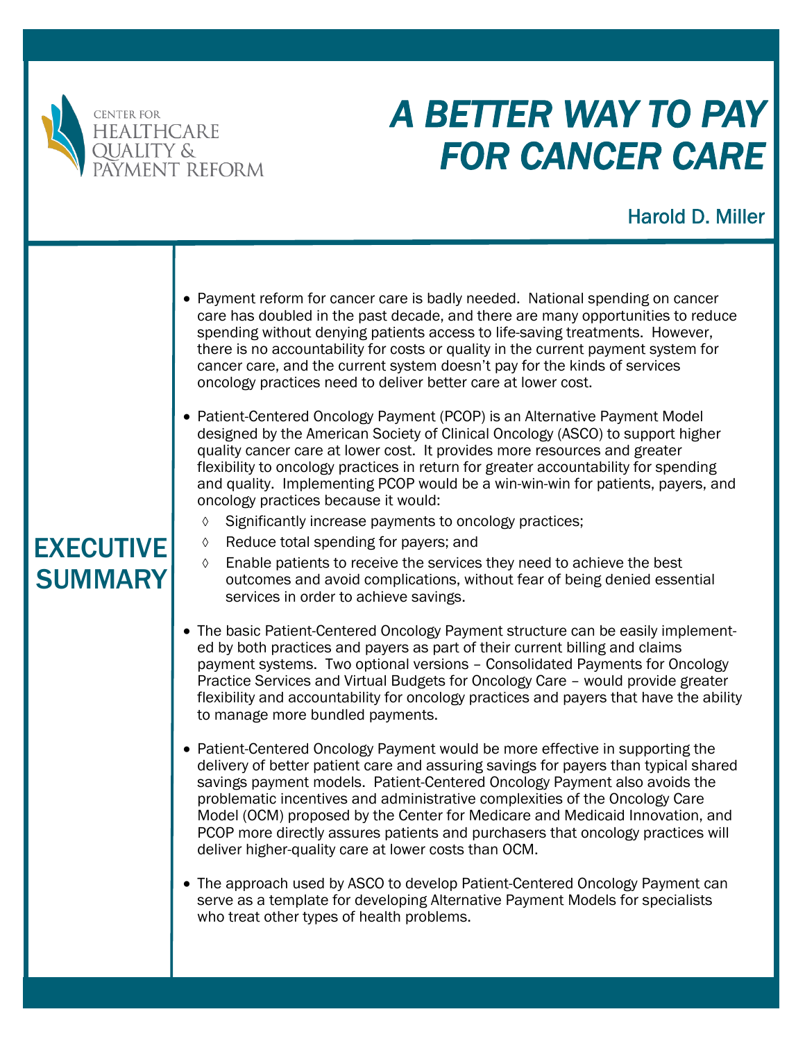CENTER FOR HEALTHCARE QUALITY & PAYMENT REFORM

# *A BETTER WAY TO PAY FOR CANCER CARE*

Harold D. Miller

## EXECUTIVE SUMMARY

- Payment reform for cancer care is badly needed. National spending on cancer care has doubled in the past decade, and there are many opportunities to reduce spending without denying patients access to life-saving treatments. However, there is no accountability for costs or quality in the current payment system for cancer care, and the current system doesn't pay for the kinds of services oncology practices need to deliver better care at lower cost.

- Patient-Centered Oncology Payment (PCOP) is an Alternative Payment Model designed by the American Society of Clinical Oncology (ASCO) to support higher quality cancer care at lower cost. It provides more resources and greater flexibility to oncology practices in return for greater accountability for spending and quality. Implementing PCOP would be a win-win-win for patients, payers, and oncology practices because it would:
  - Significantly increase payments to oncology practices;
  - Reduce total spending for payers; and
  - Enable patients to receive the services they need to achieve the best outcomes and avoid complications, without fear of being denied essential services in order to achieve savings.

- The basic Patient-Centered Oncology Payment structure can be easily implemented by both practices and payers as part of their current billing and claims payment systems. Two optional versions – Consolidated Payments for Oncology Practice Services and Virtual Budgets for Oncology Care – would provide greater flexibility and accountability for oncology practices and payers that have the ability to manage more bundled payments.

- Patient-Centered Oncology Payment would be more effective in supporting the delivery of better patient care and assuring savings for payers than typical shared savings payment models. Patient-Centered Oncology Payment also avoids the problematic incentives and administrative complexities of the Oncology Care Model (OCM) proposed by the Center for Medicare and Medicaid Innovation, and PCOP more directly assures patients and purchasers that oncology practices will deliver higher-quality care at lower costs than OCM.

- The approach used by ASCO to develop Patient-Centered Oncology Payment can serve as a template for developing Alternative Payment Models for specialists who treat other types of health problems.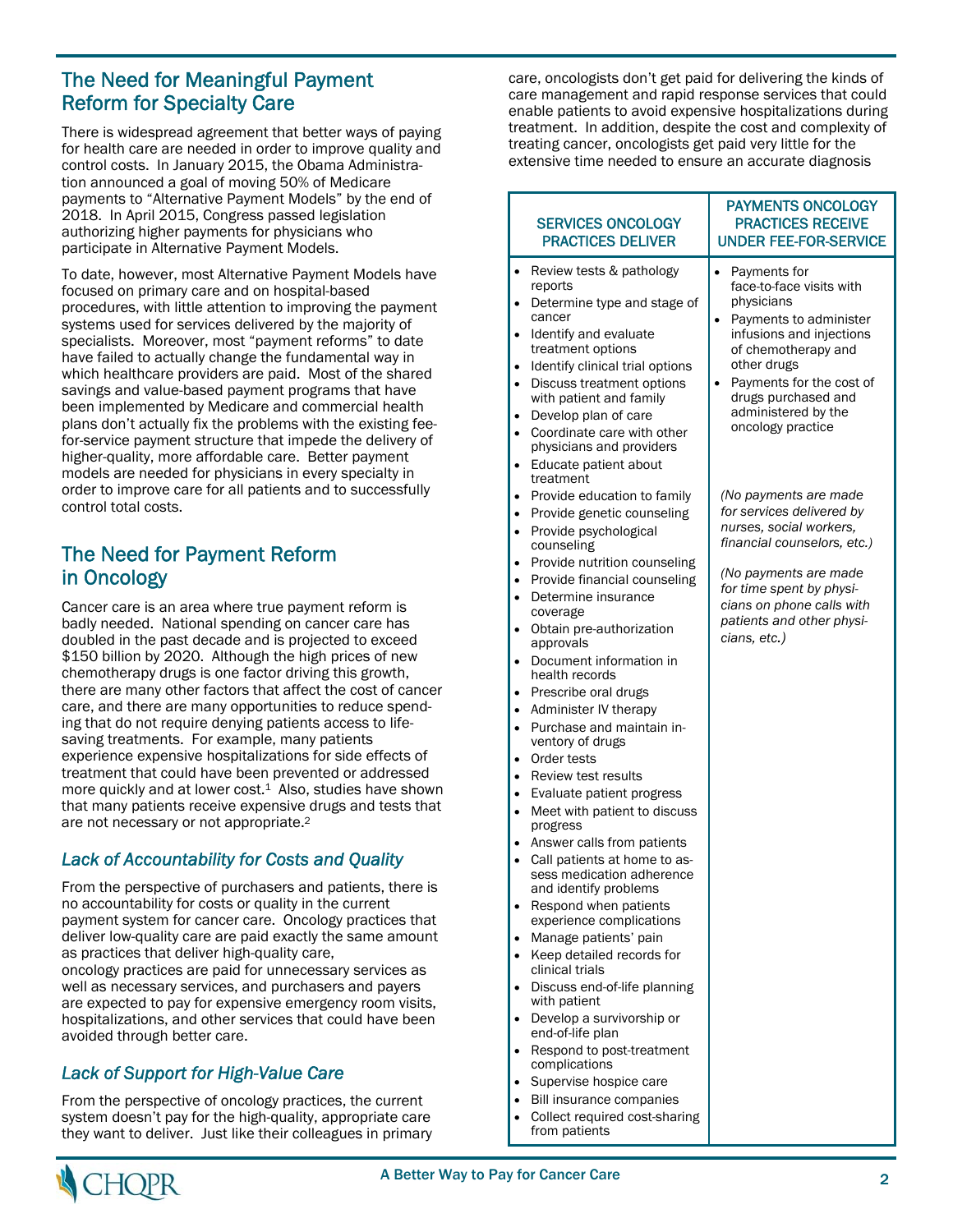## The Need for Meaningful Payment Reform for Specialty Care

There is widespread agreement that better ways of paying for health care are needed in order to improve quality and control costs. In January 2015, the Obama Administration announced a goal of moving 50% of Medicare payments to "Alternative Payment Models" by the end of 2018. In April 2015, Congress passed legislation authorizing higher payments for physicians who participate in Alternative Payment Models.

To date, however, most Alternative Payment Models have focused on primary care and on hospital-based procedures, with little attention to improving the payment systems used for services delivered by the majority of specialists. Moreover, most "payment reforms" to date have failed to actually change the fundamental way in which healthcare providers are paid. Most of the shared savings and value-based payment programs that have been implemented by Medicare and commercial health plans don't actually fix the problems with the existing fee-for-service payment structure that impede the delivery of higher-quality, more affordable care. Better payment models are needed for physicians in every specialty in order to improve care for all patients and to successfully control total costs.

## The Need for Payment Reform in Oncology

Cancer care is an area where true payment reform is badly needed. National spending on cancer care has doubled in the past decade and is projected to exceed $150 billion by 2020. Although the high prices of new chemotherapy drugs is one factor driving this growth, there are many other factors that affect the cost of cancer care, and there are many opportunities to reduce spending that do not require denying patients access to life-saving treatments. For example, many patients experience expensive hospitalizations for side effects of treatment that could have been prevented or addressed more quickly and at lower cost.[1] Also, studies have shown that many patients receive expensive drugs and tests that are not necessary or not appropriate.[2]

### *Lack of Accountability for Costs and Quality*

From the perspective of purchasers and patients, there is no accountability for costs or quality in the current payment system for cancer care. Oncology practices that deliver low-quality care are paid exactly the same amount as practices that deliver high-quality care, oncology practices are paid for unnecessary services as well as necessary services, and purchasers and payers are expected to pay for expensive emergency room visits, hospitalizations, and other services that could have been avoided through better care.

### *Lack of Support for High-Value Care*

From the perspective of oncology practices, the current system doesn't pay for the high-quality, appropriate care they want to deliver. Just like their colleagues in primary care, oncologists don't get paid for delivering the kinds of care management and rapid response services that could enable patients to avoid expensive hospitalizations during treatment. In addition, despite the cost and complexity of treating cancer, oncologists get paid very little for the extensive time needed to ensure an accurate diagnosis

| SERVICES ONCOLOGY PRACTICES DELIVER | PAYMENTS ONCOLOGY PRACTICES RECEIVE UNDER FEE-FOR-SERVICE |
|---|---|
| • Review tests & pathology reports<br>• Determine type and stage of cancer<br>• Identify and evaluate treatment options<br>• Identify clinical trial options<br>• Discuss treatment options with patient and family<br>• Develop plan of care<br>• Coordinate care with other physicians and providers<br>• Educate patient about treatment<br>• Provide education to family<br>• Provide genetic counseling<br>• Provide psychological counseling<br>• Provide nutrition counseling<br>• Provide financial counseling<br>• Determine insurance coverage<br>• Obtain pre-authorization approvals<br>• Document information in health records<br>• Prescribe oral drugs<br>• Administer IV therapy<br>• Purchase and maintain inventory of drugs<br>• Order tests<br>• Review test results<br>• Evaluate patient progress<br>• Meet with patient to discuss progress<br>• Answer calls from patients<br>• Call patients at home to assess medication adherence and identify problems<br>• Respond when patients experience complications<br>• Manage patients' pain<br>• Keep detailed records for clinical trials<br>• Discuss end-of-life planning with patient<br>• Develop a survivorship or end-of-life plan<br>• Respond to post-treatment complications<br>• Supervise hospice care<br>• Bill insurance companies<br>• Collect required cost-sharing from patients | • Payments for face-to-face visits with physicians<br>• Payments to administer infusions and injections of chemotherapy and other drugs<br>• Payments for the cost of drugs purchased and administered by the oncology practice<br><br>*(No payments are made for services delivered by nurses, social workers, financial counselors, etc.)*<br><br>*(No payments are made for time spent by physicians on phone calls with patients and other physicians, etc.)* |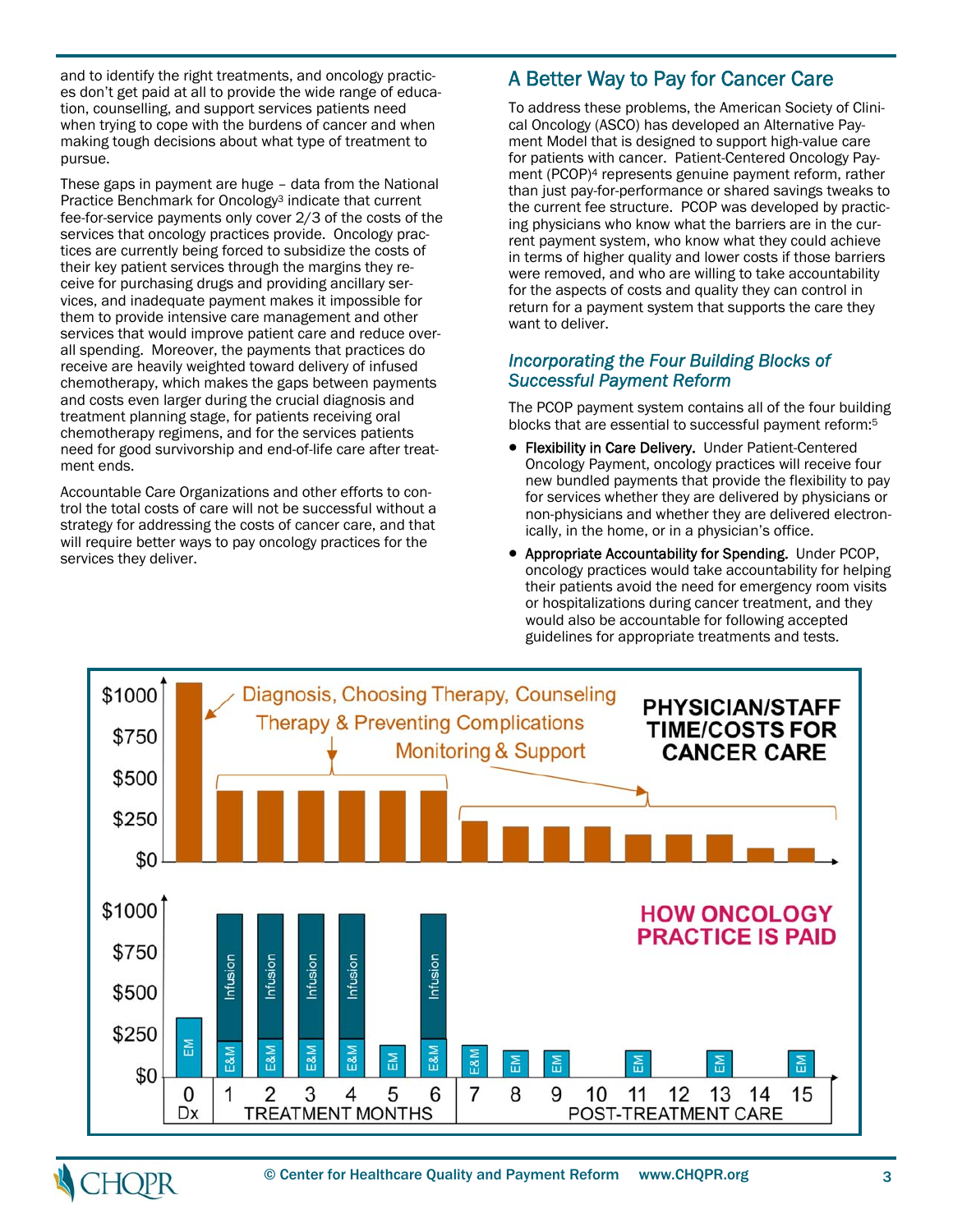and to identify the right treatments, and oncology practices don't get paid at all to provide the wide range of education, counselling, and support services patients need when trying to cope with the burdens of cancer and when making tough decisions about what type of treatment to pursue.

These gaps in payment are huge – data from the National Practice Benchmark for Oncology[3] indicate that current fee-for-service payments only cover 2/3 of the costs of the services that oncology practices provide. Oncology practices are currently being forced to subsidize the costs of their key patient services through the margins they receive for purchasing drugs and providing ancillary services, and inadequate payment makes it impossible for them to provide intensive care management and other services that would improve patient care and reduce overall spending. Moreover, the payments that practices do receive are heavily weighted toward delivery of infused chemotherapy, which makes the gaps between payments and costs even larger during the crucial diagnosis and treatment planning stage, for patients receiving oral chemotherapy regimens, and for the services patients need for good survivorship and end-of-life care after treatment ends.

Accountable Care Organizations and other efforts to control the total costs of care will not be successful without a strategy for addressing the costs of cancer care, and that will require better ways to pay oncology practices for the services they deliver.

## A Better Way to Pay for Cancer Care

To address these problems, the American Society of Clinical Oncology (ASCO) has developed an Alternative Payment Model that is designed to support high-value care for patients with cancer. Patient-Centered Oncology Payment (PCOP)[4] represents genuine payment reform, rather than just pay-for-performance or shared savings tweaks to the current fee structure. PCOP was developed by practicing physicians who know what the barriers are in the current payment system, who know what they could achieve in terms of higher quality and lower costs if those barriers were removed, and who are willing to take accountability for the aspects of costs and quality they can control in return for a payment system that supports the care they want to deliver.

### *Incorporating the Four Building Blocks of Successful Payment Reform*

The PCOP payment system contains all of the four building blocks that are essential to successful payment reform:[5]

- **Flexibility in Care Delivery.** Under Patient-Centered Oncology Payment, oncology practices will receive four new bundled payments that provide the flexibility to pay for services whether they are delivered by physicians or non-physicians and whether they are delivered electronically, in the home, or in a physician's office.
- **Appropriate Accountability for Spending.** Under PCOP, oncology practices would take accountability for helping their patients avoid the need for emergency room visits or hospitalizations during cancer treatment, and they would also be accountable for following accepted guidelines for appropriate treatments and tests.

**PHYSICIAN/STAFF TIME/COSTS FOR CANCER CARE**

Diagnosis, Choosing Therapy, Counseling — Therapy & Preventing Complications — Monitoring & Support

**HOW ONCOLOGY PRACTICE IS PAID**

0 Dx | 1–6 TREATMENT MONTHS | 7–15 POST-TREATMENT CARE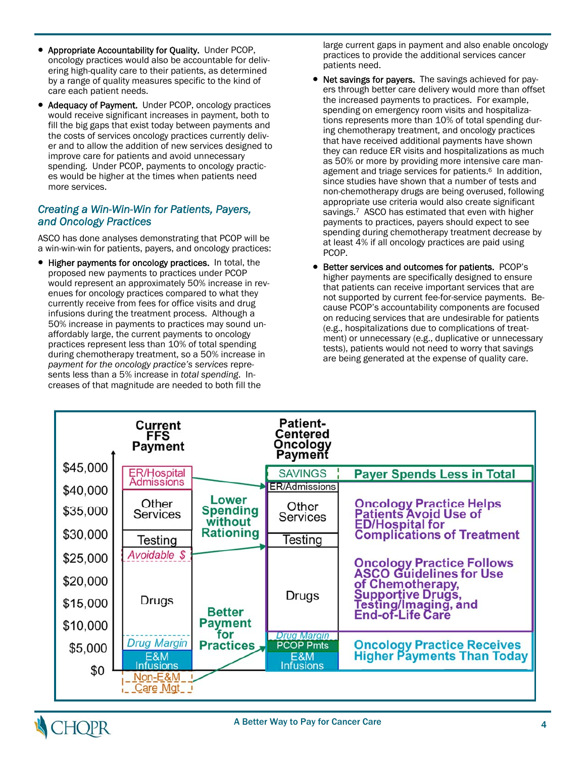- **Appropriate Accountability for Quality.** Under PCOP, oncology practices would also be accountable for delivering high-quality care to their patients, as determined by a range of quality measures specific to the kind of care each patient needs.
- **Adequacy of Payment.** Under PCOP, oncology practices would receive significant increases in payment, both to fill the big gaps that exist today between payments and the costs of services oncology practices currently deliver and to allow the addition of new services designed to improve care for patients and avoid unnecessary spending. Under PCOP, payments to oncology practices would be higher at the times when patients need more services.

### *Creating a Win-Win-Win for Patients, Payers, and Oncology Practices*

ASCO has done analyses demonstrating that PCOP will be a win-win-win for patients, payers, and oncology practices:

- **Higher payments for oncology practices.** In total, the proposed new payments to practices under PCOP would represent an approximately 50% increase in revenues for oncology practices compared to what they currently receive from fees for office visits and drug infusions during the treatment process. Although a 50% increase in payments to practices may sound unaffordably large, the current payments to oncology practices represent less than 10% of total spending during chemotherapy treatment, so a 50% increase in *payment for the oncology practice's services* represents less than a 5% increase in *total spending*. Increases of that magnitude are needed to both fill the large current gaps in payment and also enable oncology practices to provide the additional services cancer patients need.
- **Net savings for payers.** The savings achieved for payers through better care delivery would more than offset the increased payments to practices. For example, spending on emergency room visits and hospitalizations represents more than 10% of total spending during chemotherapy treatment, and oncology practices that have received additional payments have shown they can reduce ER visits and hospitalizations as much as 50% or more by providing more intensive care management and triage services for patients.[6] In addition, since studies have shown that a number of tests and non-chemotherapy drugs are being overused, following appropriate use criteria would also create significant savings.[7] ASCO has estimated that even with higher payments to practices, payers should expect to see spending during chemotherapy treatment decrease by at least 4% if all oncology practices are paid using PCOP.
- **Better services and outcomes for patients.** PCOP's higher payments are specifically designed to ensure that patients can receive important services that are not supported by current fee-for-service payments. Because PCOP's accountability components are focused on reducing services that are undesirable for patients (e.g., hospitalizations due to complications of treatment) or unnecessary (e.g., duplicative or unnecessary tests), patients would not need to worry that savings are being generated at the expense of quality care.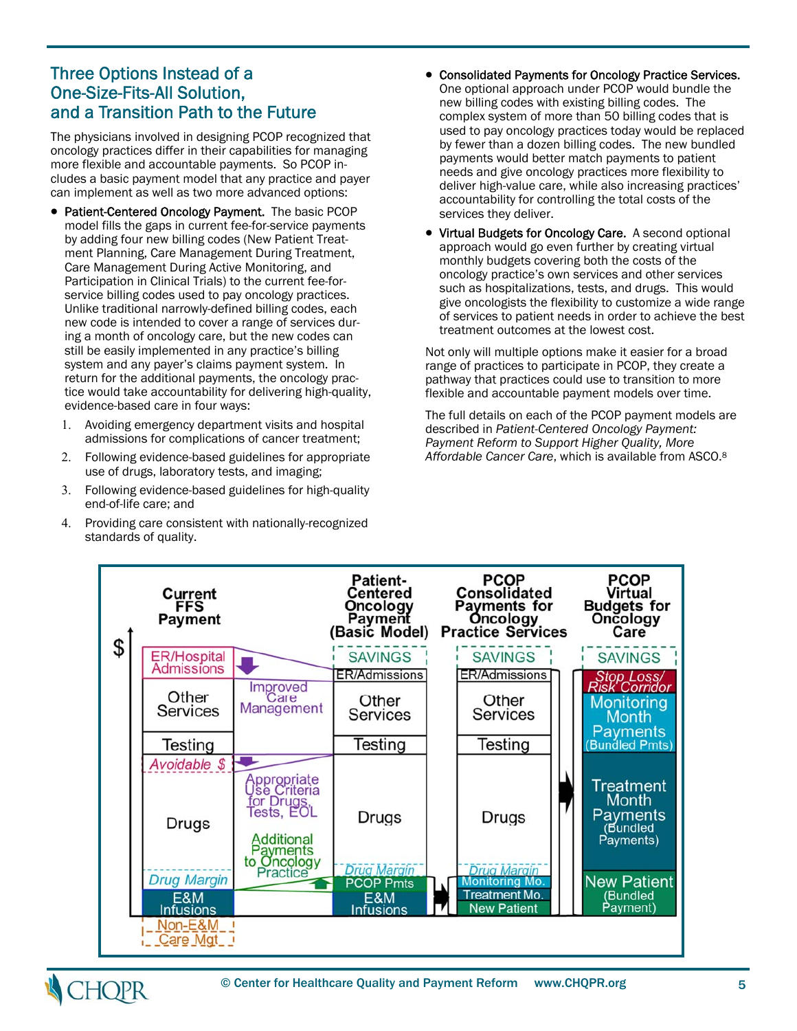## Three Options Instead of a One-Size-Fits-All Solution, and a Transition Path to the Future

The physicians involved in designing PCOP recognized that oncology practices differ in their capabilities for managing more flexible and accountable payments. So PCOP includes a basic payment model that any practice and payer can implement as well as two more advanced options:

- **Patient-Centered Oncology Payment.** The basic PCOP model fills the gaps in current fee-for-service payments by adding four new billing codes (New Patient Treatment Planning, Care Management During Treatment, Care Management During Active Monitoring, and Participation in Clinical Trials) to the current fee-for-service billing codes used to pay oncology practices. Unlike traditional narrowly-defined billing codes, each new code is intended to cover a range of services during a month of oncology care, but the new codes can still be easily implemented in any practice's billing system and any payer's claims payment system. In return for the additional payments, the oncology practice would take accountability for delivering high-quality, evidence-based care in four ways:
  1. Avoiding emergency department visits and hospital admissions for complications of cancer treatment;
  2. Following evidence-based guidelines for appropriate use of drugs, laboratory tests, and imaging;
  3. Following evidence-based guidelines for high-quality end-of-life care; and
  4. Providing care consistent with nationally-recognized standards of quality.
- **Consolidated Payments for Oncology Practice Services.** One optional approach under PCOP would bundle the new billing codes with existing billing codes. The complex system of more than 50 billing codes that is used to pay oncology practices today would be replaced by fewer than a dozen billing codes. The new bundled payments would better match payments to patient needs and give oncology practices more flexibility to deliver high-value care, while also increasing practices' accountability for controlling the total costs of the services they deliver.
- **Virtual Budgets for Oncology Care.** A second optional approach would go even further by creating virtual monthly budgets covering both the costs of the oncology practice's own services and other services such as hospitalizations, tests, and drugs. This would give oncologists the flexibility to customize a wide range of services to patient needs in order to achieve the best treatment outcomes at the lowest cost.

Not only will multiple options make it easier for a broad range of practices to participate in PCOP, they create a pathway that practices could use to transition to more flexible and accountable payment models over time.

The full details on each of the PCOP payment models are described in *Patient-Centered Oncology Payment: Payment Reform to Support Higher Quality, More Affordable Cancer Care*, which is available from ASCO.[8]

| Current FFS Payment | | Patient-Centered Oncology Payment (Basic Model) | PCOP Consolidated Payments for Oncology Practice Services | PCOP Virtual Budgets for Oncology Care |
|---|---|---|---|---|
| | | SAVINGS | SAVINGS | SAVINGS |
| ER/Hospital Admissions | Improved Care Management | ER/Admissions | ER/Admissions | Stop Loss/ Risk Corridor |
| Other Services | | Other Services | Other Services | Monitoring Month Payments (Bundled Pmts) |
| Testing | | Testing | Testing | |
| Avoidable $ | Appropriate Use Criteria for Drugs, Tests, EOL | | | Treatment Month Payments (Bundled Payments) |
| Drugs | Additional Payments to Oncology Practice | Drugs | Drugs | |
| Drug Margin | | Drug Margin | Drug Margin | |
| | | PCOP Pmts | Monitoring Mo. | New Patient (Bundled Payment) |
| E&M Infusions | | E&M Infusions | Treatment Mo. | |
| | | | New Patient | |
| Non-E&M Care Mgt | | | | |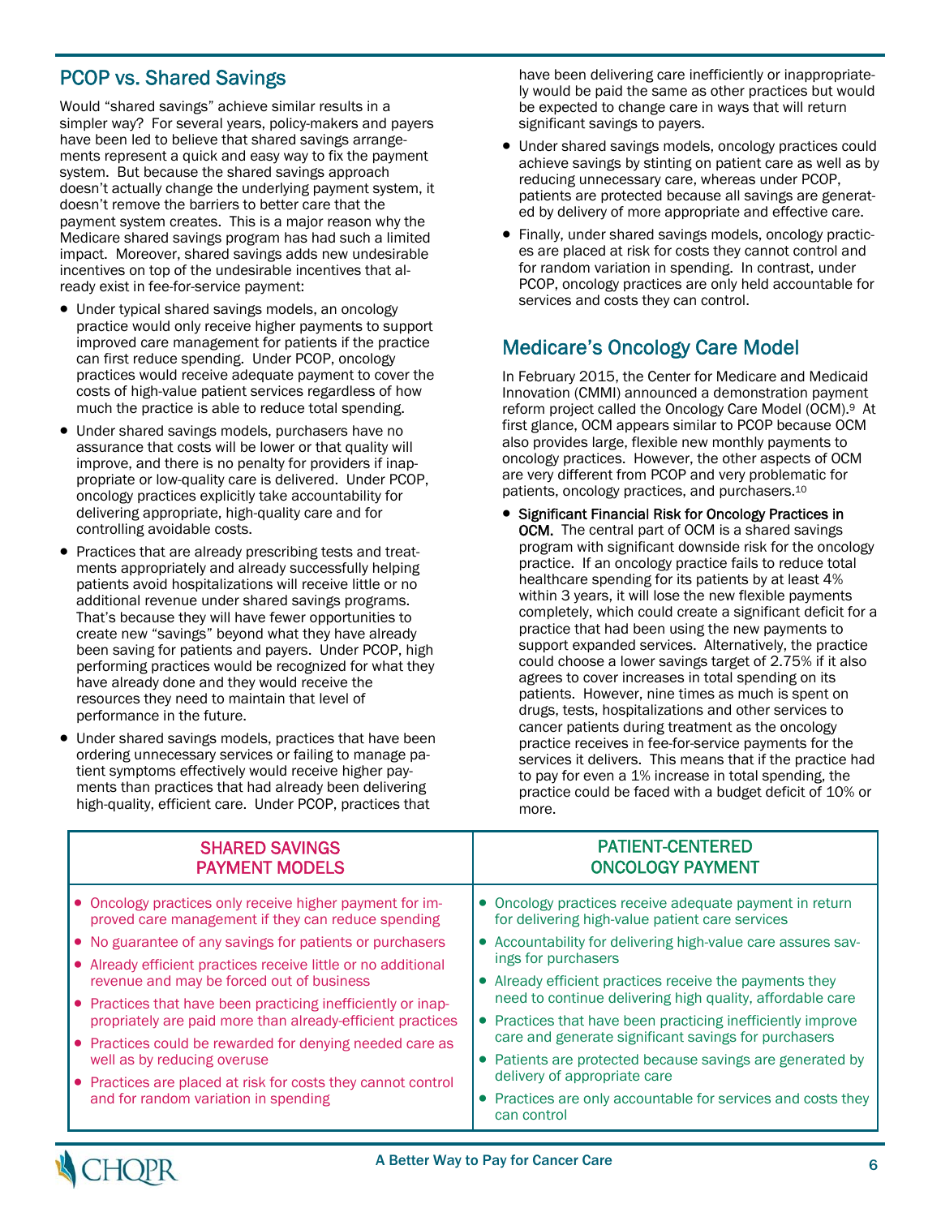## PCOP vs. Shared Savings

Would "shared savings" achieve similar results in a simpler way? For several years, policy-makers and payers have been led to believe that shared savings arrangements represent a quick and easy way to fix the payment system. But because the shared savings approach doesn't actually change the underlying payment system, it doesn't remove the barriers to better care that the payment system creates. This is a major reason why the Medicare shared savings program has had such a limited impact. Moreover, shared savings adds new undesirable incentives on top of the undesirable incentives that already exist in fee-for-service payment:

- Under typical shared savings models, an oncology practice would only receive higher payments to support improved care management for patients if the practice can first reduce spending. Under PCOP, oncology practices would receive adequate payment to cover the costs of high-value patient services regardless of how much the practice is able to reduce total spending.
- Under shared savings models, purchasers have no assurance that costs will be lower or that quality will improve, and there is no penalty for providers if inappropriate or low-quality care is delivered. Under PCOP, oncology practices explicitly take accountability for delivering appropriate, high-quality care and for controlling avoidable costs.
- Practices that are already prescribing tests and treatments appropriately and already successfully helping patients avoid hospitalizations will receive little or no additional revenue under shared savings programs. That's because they will have fewer opportunities to create new "savings" beyond what they have already been saving for patients and payers. Under PCOP, high performing practices would be recognized for what they have already done and they would receive the resources they need to maintain that level of performance in the future.
- Under shared savings models, practices that have been ordering unnecessary services or failing to manage patient symptoms effectively would receive higher payments than practices that had already been delivering high-quality, efficient care. Under PCOP, practices that have been delivering care inefficiently or inappropriately would be paid the same as other practices but would be expected to change care in ways that will return significant savings to payers.
- Under shared savings models, oncology practices could achieve savings by stinting on patient care as well as by reducing unnecessary care, whereas under PCOP, patients are protected because all savings are generated by delivery of more appropriate and effective care.
- Finally, under shared savings models, oncology practices are placed at risk for costs they cannot control and for random variation in spending. In contrast, under PCOP, oncology practices are only held accountable for services and costs they can control.

## Medicare's Oncology Care Model

In February 2015, the Center for Medicare and Medicaid Innovation (CMMI) announced a demonstration payment reform project called the Oncology Care Model (OCM).[9] At first glance, OCM appears similar to PCOP because OCM also provides large, flexible new monthly payments to oncology practices. However, the other aspects of OCM are very different from PCOP and very problematic for patients, oncology practices, and purchasers.[10]

- **Significant Financial Risk for Oncology Practices in OCM.** The central part of OCM is a shared savings program with significant downside risk for the oncology practice. If an oncology practice fails to reduce total healthcare spending for its patients by at least 4% within 3 years, it will lose the new flexible payments completely, which could create a significant deficit for a practice that had been using the new payments to support expanded services. Alternatively, the practice could choose a lower savings target of 2.75% if it also agrees to cover increases in total spending on its patients. However, nine times as much is spent on drugs, tests, hospitalizations and other services to cancer patients during treatment as the oncology practice receives in fee-for-service payments for the services it delivers. This means that if the practice had to pay for even a 1% increase in total spending, the practice could be faced with a budget deficit of 10% or more.

| SHARED SAVINGS PAYMENT MODELS | PATIENT-CENTERED ONCOLOGY PAYMENT |
|---|---|
| • Oncology practices only receive higher payment for improved care management if they can reduce spending<br>• No guarantee of any savings for patients or purchasers<br>• Already efficient practices receive little or no additional revenue and may be forced out of business<br>• Practices that have been practicing inefficiently or inappropriately are paid more than already-efficient practices<br>• Practices could be rewarded for denying needed care as well as by reducing overuse<br>• Practices are placed at risk for costs they cannot control and for random variation in spending | • Oncology practices receive adequate payment in return for delivering high-value patient care services<br>• Accountability for delivering high-value care assures savings for purchasers<br>• Already efficient practices receive the payments they need to continue delivering high quality, affordable care<br>• Practices that have been practicing inefficiently improve care and generate significant savings for purchasers<br>• Patients are protected because savings are generated by delivery of appropriate care<br>• Practices are only accountable for services and costs they can control |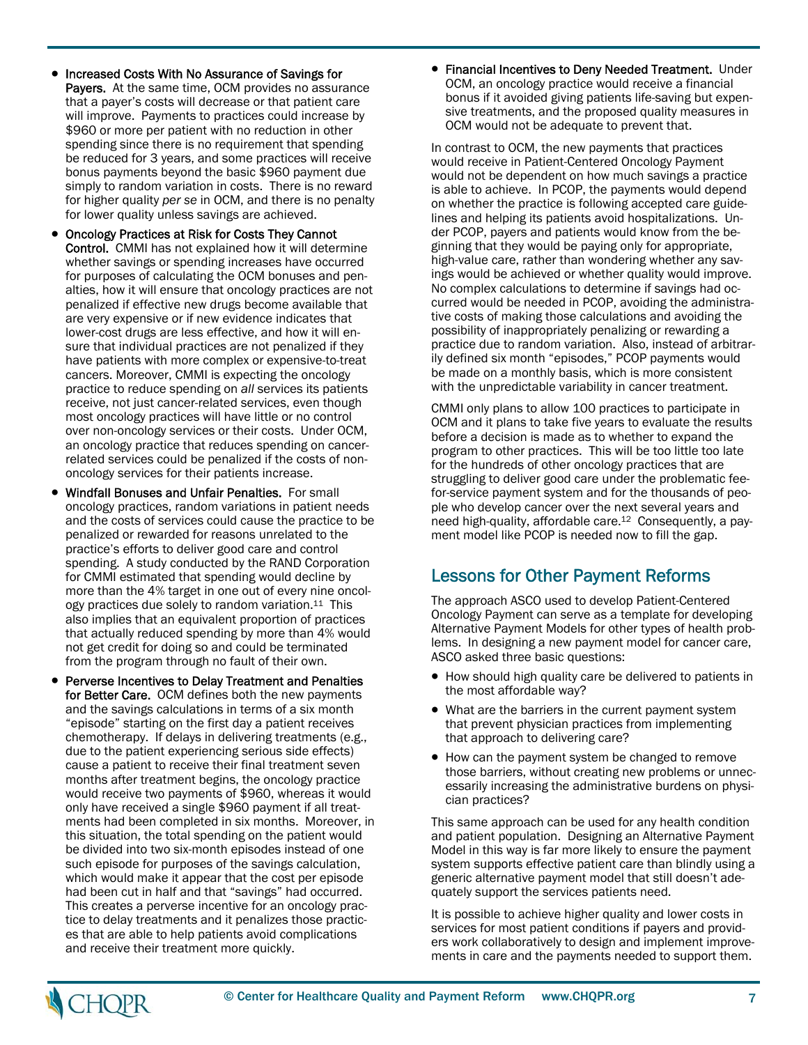- **Increased Costs With No Assurance of Savings for Payers.** At the same time, OCM provides no assurance that a payer's costs will decrease or that patient care will improve. Payments to practices could increase by $960 or more per patient with no reduction in other spending since there is no requirement that spending be reduced for 3 years, and some practices will receive bonus payments beyond the basic $960 payment due simply to random variation in costs. There is no reward for higher quality *per se* in OCM, and there is no penalty for lower quality unless savings are achieved.
- **Oncology Practices at Risk for Costs They Cannot Control.** CMMI has not explained how it will determine whether savings or spending increases have occurred for purposes of calculating the OCM bonuses and penalties, how it will ensure that oncology practices are not penalized if effective new drugs become available that are very expensive or if new evidence indicates that lower-cost drugs are less effective, and how it will ensure that individual practices are not penalized if they have patients with more complex or expensive-to-treat cancers. Moreover, CMMI is expecting the oncology practice to reduce spending on *all* services its patients receive, not just cancer-related services, even though most oncology practices will have little or no control over non-oncology services or their costs. Under OCM, an oncology practice that reduces spending on cancer-related services could be penalized if the costs of non-oncology services for their patients increase.
- **Windfall Bonuses and Unfair Penalties.** For small oncology practices, random variations in patient needs and the costs of services could cause the practice to be penalized or rewarded for reasons unrelated to the practice's efforts to deliver good care and control spending. A study conducted by the RAND Corporation for CMMI estimated that spending would decline by more than the 4% target in one out of every nine oncology practices due solely to random variation.[11] This also implies that an equivalent proportion of practices that actually reduced spending by more than 4% would not get credit for doing so and could be terminated from the program through no fault of their own.
- **Perverse Incentives to Delay Treatment and Penalties for Better Care.** OCM defines both the new payments and the savings calculations in terms of a six month "episode" starting on the first day a patient receives chemotherapy. If delays in delivering treatments (e.g., due to the patient experiencing serious side effects) cause a patient to receive their final treatment seven months after treatment begins, the oncology practice would receive two payments of $960, whereas it would only have received a single $960 payment if all treatments had been completed in six months. Moreover, in this situation, the total spending on the patient would be divided into two six-month episodes instead of one such episode for purposes of the savings calculation, which would make it appear that the cost per episode had been cut in half and that "savings" had occurred. This creates a perverse incentive for an oncology practice to delay treatments and it penalizes those practices that are able to help patients avoid complications and receive their treatment more quickly.
- **Financial Incentives to Deny Needed Treatment.** Under OCM, an oncology practice would receive a financial bonus if it avoided giving patients life-saving but expensive treatments, and the proposed quality measures in OCM would not be adequate to prevent that.

In contrast to OCM, the new payments that practices would receive in Patient-Centered Oncology Payment would not be dependent on how much savings a practice is able to achieve. In PCOP, the payments would depend on whether the practice is following accepted care guidelines and helping its patients avoid hospitalizations. Under PCOP, payers and patients would know from the beginning that they would be paying only for appropriate, high-value care, rather than wondering whether any savings would be achieved or whether quality would improve. No complex calculations to determine if savings had occurred would be needed in PCOP, avoiding the administrative costs of making those calculations and avoiding the possibility of inappropriately penalizing or rewarding a practice due to random variation. Also, instead of arbitrarily defined six month "episodes," PCOP payments would be made on a monthly basis, which is more consistent with the unpredictable variability in cancer treatment.

CMMI only plans to allow 100 practices to participate in OCM and it plans to take five years to evaluate the results before a decision is made as to whether to expand the program to other practices. This will be too little too late for the hundreds of other oncology practices that are struggling to deliver good care under the problematic fee-for-service payment system and for the thousands of people who develop cancer over the next several years and need high-quality, affordable care.[12] Consequently, a payment model like PCOP is needed now to fill the gap.

## Lessons for Other Payment Reforms

The approach ASCO used to develop Patient-Centered Oncology Payment can serve as a template for developing Alternative Payment Models for other types of health problems. In designing a new payment model for cancer care, ASCO asked three basic questions:

- How should high quality care be delivered to patients in the most affordable way?
- What are the barriers in the current payment system that prevent physician practices from implementing that approach to delivering care?
- How can the payment system be changed to remove those barriers, without creating new problems or unnecessarily increasing the administrative burdens on physician practices?

This same approach can be used for any health condition and patient population. Designing an Alternative Payment Model in this way is far more likely to ensure the payment system supports effective patient care than blindly using a generic alternative payment model that still doesn't adequately support the services patients need.

It is possible to achieve higher quality and lower costs in services for most patient conditions if payers and providers work collaboratively to design and implement improvements in care and the payments needed to support them.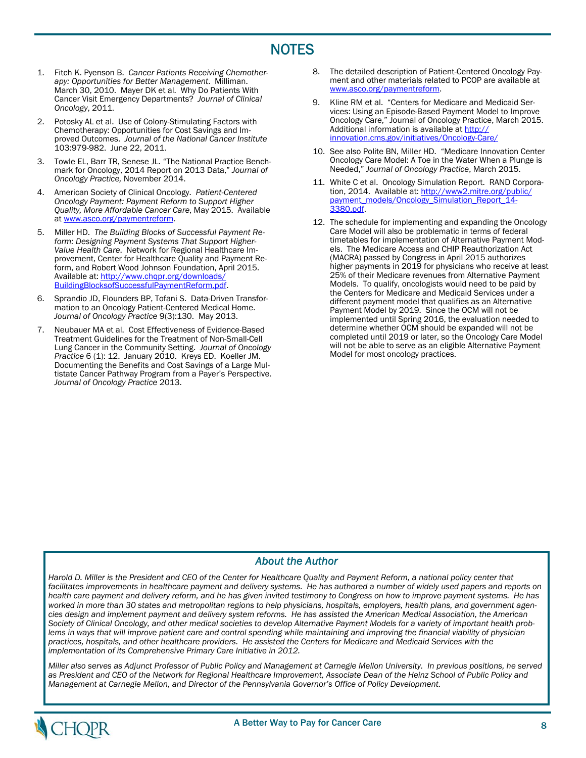# NOTES

1. Fitch K. Pyenson B. *Cancer Patients Receiving Chemotherapy: Opportunities for Better Management*. Milliman. March 30, 2010. Mayer DK et al. Why Do Patients With Cancer Visit Emergency Departments? *Journal of Clinical Oncology*, 2011.

2. Potosky AL et al. Use of Colony-Stimulating Factors with Chemotherapy: Opportunities for Cost Savings and Improved Outcomes. *Journal of the National Cancer Institute* 103:979-982. June 22, 2011.

3. Towle EL, Barr TR, Senese JL. "The National Practice Benchmark for Oncology, 2014 Report on 2013 Data," *Journal of Oncology Practice,* November 2014.

4. American Society of Clinical Oncology. *Patient-Centered Oncology Payment: Payment Reform to Support Higher Quality, More Affordable Cancer Care*, May 2015. Available at www.asco.org/paymentreform.

5. Miller HD. *The Building Blocks of Successful Payment Reform: Designing Payment Systems That Support Higher-Value Health Care*. Network for Regional Healthcare Improvement, Center for Healthcare Quality and Payment Reform, and Robert Wood Johnson Foundation, April 2015. Available at: http://www.chqpr.org/downloads/BuildingBlocksofSuccessfulPaymentReform.pdf.

6. Sprandio JD, Flounders BP, Tofani S. Data-Driven Transformation to an Oncology Patient-Centered Medical Home. *Journal of Oncology Practice* 9(3):130. May 2013.

7. Neubauer MA et al. Cost Effectiveness of Evidence-Based Treatment Guidelines for the Treatment of Non-Small-Cell Lung Cancer in the Community Setting. *Journal of Oncology Practice* 6 (1): 12. January 2010. Kreys ED. Koeller JM. Documenting the Benefits and Cost Savings of a Large Multistate Cancer Pathway Program from a Payer's Perspective. *Journal of Oncology Practice* 2013.

8. The detailed description of Patient-Centered Oncology Payment and other materials related to PCOP are available at www.asco.org/paymentreform.

9. Kline RM et al. "Centers for Medicare and Medicaid Services: Using an Episode-Based Payment Model to Improve Oncology Care," Journal of Oncology Practice, March 2015. Additional information is available at http://innovation.cms.gov/initiatives/Oncology-Care/

10. See also Polite BN, Miller HD. "Medicare Innovation Center Oncology Care Model: A Toe in the Water When a Plunge is Needed," *Journal of Oncology Practice*, March 2015.

11. White C et al. Oncology Simulation Report. RAND Corporation, 2014. Available at: http://www2.mitre.org/public/payment_models/Oncology_Simulation_Report_14-3380.pdf.

12. The schedule for implementing and expanding the Oncology Care Model will also be problematic in terms of federal timetables for implementation of Alternative Payment Models. The Medicare Access and CHIP Reauthorization Act (MACRA) passed by Congress in April 2015 authorizes higher payments in 2019 for physicians who receive at least 25% of their Medicare revenues from Alternative Payment Models. To qualify, oncologists would need to be paid by the Centers for Medicare and Medicaid Services under a different payment model that qualifies as an Alternative Payment Model by 2019. Since the OCM will not be implemented until Spring 2016, the evaluation needed to determine whether OCM should be expanded will not be completed until 2019 or later, so the Oncology Care Model will not be able to serve as an eligible Alternative Payment Model for most oncology practices.

## *About the Author*

*Harold D. Miller is the President and CEO of the Center for Healthcare Quality and Payment Reform, a national policy center that facilitates improvements in healthcare payment and delivery systems. He has authored a number of widely used papers and reports on health care payment and delivery reform, and he has given invited testimony to Congress on how to improve payment systems. He has worked in more than 30 states and metropolitan regions to help physicians, hospitals, employers, health plans, and government agencies design and implement payment and delivery system reforms. He has assisted the American Medical Association, the American Society of Clinical Oncology, and other medical societies to develop Alternative Payment Models for a variety of important health problems in ways that will improve patient care and control spending while maintaining and improving the financial viability of physician practices, hospitals, and other healthcare providers. He assisted the Centers for Medicare and Medicaid Services with the implementation of its Comprehensive Primary Care Initiative in 2012.*

*Miller also serves as Adjunct Professor of Public Policy and Management at Carnegie Mellon University. In previous positions, he served as President and CEO of the Network for Regional Healthcare Improvement, Associate Dean of the Heinz School of Public Policy and Management at Carnegie Mellon, and Director of the Pennsylvania Governor's Office of Policy Development.*